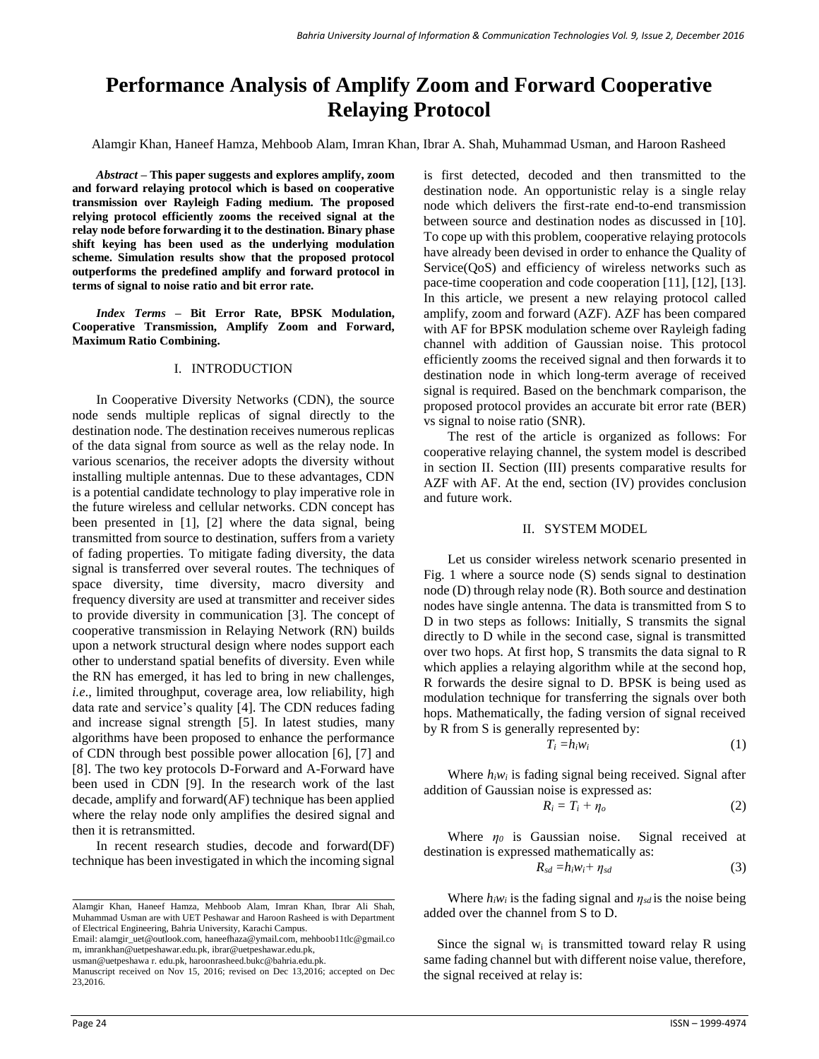# Performance Analysis of Amplify Zoom and Forward Cooperative Relaying Protocol

Alamgir Khan, Haneef Hamza, Mehboob Alam, Imran Khan, Ibrar A. Shah, Muhammad Usman, and Haroon Rasheed

***Abstract* – This paper suggests and explores amplify, zoom and forward relaying protocol which is based on cooperative transmission over Rayleigh Fading medium. The proposed relying protocol efficiently zooms the received signal at the relay node before forwarding it to the destination. Binary phase shift keying has been used as the underlying modulation scheme. Simulation results show that the proposed protocol outperforms the predefined amplify and forward protocol in terms of signal to noise ratio and bit error rate.**

***Index Terms* – Bit Error Rate, BPSK Modulation, Cooperative Transmission, Amplify Zoom and Forward, Maximum Ratio Combining.**

## I. INTRODUCTION

In Cooperative Diversity Networks (CDN), the source node sends multiple replicas of signal directly to the destination node. The destination receives numerous replicas of the data signal from source as well as the relay node. In various scenarios, the receiver adopts the diversity without installing multiple antennas. Due to these advantages, CDN is a potential candidate technology to play imperative role in the future wireless and cellular networks. CDN concept has been presented in [1], [2] where the data signal, being transmitted from source to destination, suffers from a variety of fading properties. To mitigate fading diversity, the data signal is transferred over several routes. The techniques of space diversity, time diversity, macro diversity and frequency diversity are used at transmitter and receiver sides to provide diversity in communication [3]. The concept of cooperative transmission in Relaying Network (RN) builds upon a network structural design where nodes support each other to understand spatial benefits of diversity. Even while the RN has emerged, it has led to bring in new challenges, *i.e*., limited throughput, coverage area, low reliability, high data rate and service's quality [4]. The CDN reduces fading and increase signal strength [5]. In latest studies, many algorithms have been proposed to enhance the performance of CDN through best possible power allocation [6], [7] and [8]. The two key protocols D-Forward and A-Forward have been used in CDN [9]. In the research work of the last decade, amplify and forward(AF) technique has been applied where the relay node only amplifies the desired signal and then it is retransmitted.

In recent research studies, decode and forward(DF) technique has been investigated in which the incoming signal is first detected, decoded and then transmitted to the destination node. An opportunistic relay is a single relay node which delivers the first-rate end-to-end transmission between source and destination nodes as discussed in [10]. To cope up with this problem, cooperative relaying protocols have already been devised in order to enhance the Quality of Service(QoS) and efficiency of wireless networks such as pace-time cooperation and code cooperation [11], [12], [13]. In this article, we present a new relaying protocol called amplify, zoom and forward (AZF). AZF has been compared with AF for BPSK modulation scheme over Rayleigh fading channel with addition of Gaussian noise. This protocol efficiently zooms the received signal and then forwards it to destination node in which long-term average of received signal is required. Based on the benchmark comparison, the proposed protocol provides an accurate bit error rate (BER) vs signal to noise ratio (SNR).

The rest of the article is organized as follows: For cooperative relaying channel, the system model is described in section II. Section (III) presents comparative results for AZF with AF. At the end, section (IV) provides conclusion and future work.

## II. SYSTEM MODEL

Let us consider wireless network scenario presented in Fig. 1 where a source node (S) sends signal to destination node (D) through relay node (R). Both source and destination nodes have single antenna. The data is transmitted from S to D in two steps as follows: Initially, S transmits the signal directly to D while in the second case, signal is transmitted over two hops. At first hop, S transmits the data signal to R which applies a relaying algorithm while at the second hop, R forwards the desire signal to D. BPSK is being used as modulation technique for transferring the signals over both hops. Mathematically, the fading version of signal received by R from S is generally represented by:

$$T_i = h_i w_i \tag{1}$$

Where $h_i w_i$ is fading signal being received. Signal after addition of Gaussian noise is expressed as:

$$R_i = T_i + \eta_o \tag{2}$$

Where $\eta_0$ is Gaussian noise. Signal received at destination is expressed mathematically as:

$$R_{sd} = h_i w_i + \eta_{sd} \tag{3}$$

Where $h_i w_i$ is the fading signal and $\eta_{sd}$ is the noise being added over the channel from S to D.

Since the signal $w_i$ is transmitted toward relay R using same fading channel but with different noise value, therefore, the signal received at relay is:

Alamgir Khan, Haneef Hamza, Mehboob Alam, Imran Khan, Ibrar Ali Shah, Muhammad Usman are with UET Peshawar and Haroon Rasheed is with Department of Electrical Engineering, Bahria University, Karachi Campus.
Email: alamgir_uet@outlook.com, haneefhaza@ymail.com, mehboob11tlc@gmail.com, imrankhan@uetpeshawar.edu.pk, ibrar@uetpeshawar.edu.pk, usman@uetpeshawa r. edu.pk, haroonrasheed.bukc@bahria.edu.pk.
Manuscript received on Nov 15, 2016; revised on Dec 13,2016; accepted on Dec 23,2016.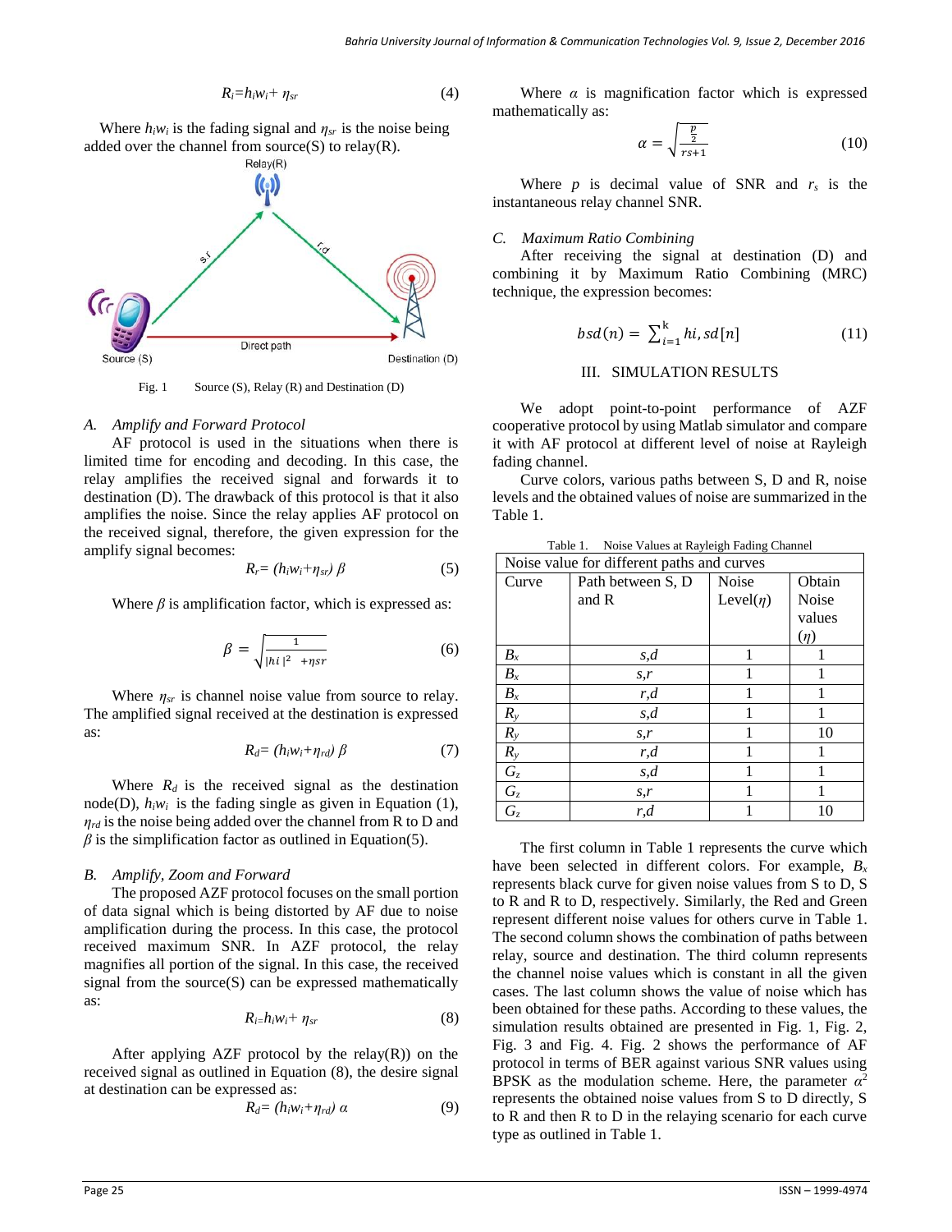$$R_i = h_i w_i + \eta_{sr} \quad (4)$$

Where $h_i w_i$ is the fading signal and $\eta_{sr}$ is the noise being added over the channel from source(S) to relay(R).

Fig. 1 Source (S), Relay (R) and Destination (D)

### A. Amplify and Forward Protocol

AF protocol is used in the situations when there is limited time for encoding and decoding. In this case, the relay amplifies the received signal and forwards it to destination (D). The drawback of this protocol is that it also amplifies the noise. Since the relay applies AF protocol on the received signal, therefore, the given expression for the amplify signal becomes:

$$R_r = (h_i w_i + \eta_{sr})\ \beta \quad (5)$$

Where $\beta$ is amplification factor, which is expressed as:

$$\beta = \sqrt{\frac{1}{|hi|^2 \ \ + \eta sr}} \quad (6)$$

Where $\eta_{sr}$ is channel noise value from source to relay. The amplified signal received at the destination is expressed as:

$$R_d = (h_i w_i + \eta_{rd})\ \beta \quad (7)$$

Where $R_d$ is the received signal as the destination node(D), $h_i w_i$ is the fading single as given in Equation (1), $\eta_{rd}$ is the noise being added over the channel from R to D and $\beta$ is the simplification factor as outlined in Equation(5).

### B. Amplify, Zoom and Forward

The proposed AZF protocol focuses on the small portion of data signal which is being distorted by AF due to noise amplification during the process. In this case, the protocol received maximum SNR. In AZF protocol, the relay magnifies all portion of the signal. In this case, the received signal from the source(S) can be expressed mathematically as:

$$R_i = h_i w_i + \eta_{sr} \quad (8)$$

After applying AZF protocol by the relay(R)) on the received signal as outlined in Equation (8), the desire signal at destination can be expressed as:

$$R_d = (h_i w_i + \eta_{rd})\ \alpha \quad (9)$$

Where $\alpha$ is magnification factor which is expressed mathematically as:

$$\alpha = \sqrt{\frac{\frac{p}{2}}{rs+1}} \quad (10)$$

Where $p$ is decimal value of SNR and $r_s$ is the instantaneous relay channel SNR.

### C. Maximum Ratio Combining

After receiving the signal at destination (D) and combining it by Maximum Ratio Combining (MRC) technique, the expression becomes:

$$bsd(n) = \sum_{i=1}^{k} hi, sd[n] \quad (11)$$

## III. SIMULATION RESULTS

We adopt point-to-point performance of AZF cooperative protocol by using Matlab simulator and compare it with AF protocol at different level of noise at Rayleigh fading channel.

Curve colors, various paths between S, D and R, noise levels and the obtained values of noise are summarized in the Table 1.

Table 1. Noise Values at Rayleigh Fading Channel

| Noise value for different paths and curves | | | |
|---|---|---|---|
| Curve | Path between S, D and R | Noise Level($\eta$) | Obtain Noise values ($\eta$) |
| $B_x$ | $s,d$ | 1 | 1 |
| $B_x$ | $s,r$ | 1 | 1 |
| $B_x$ | $r,d$ | 1 | 1 |
| $R_y$ | $s,d$ | 1 | 1 |
| $R_y$ | $s,r$ | 1 | 10 |
| $R_y$ | $r,d$ | 1 | 1 |
| $G_z$ | $s,d$ | 1 | 1 |
| $G_z$ | $s,r$ | 1 | 1 |
| $G_z$ | $r,d$ | 1 | 10 |

The first column in Table 1 represents the curve which have been selected in different colors. For example, $B_x$ represents black curve for given noise values from S to D, S to R and R to D, respectively. Similarly, the Red and Green represent different noise values for others curve in Table 1. The second column shows the combination of paths between relay, source and destination. The third column represents the channel noise values which is constant in all the given cases. The last column shows the value of noise which has been obtained for these paths. According to these values, the simulation results obtained are presented in Fig. 1, Fig. 2, Fig. 3 and Fig. 4. Fig. 2 shows the performance of AF protocol in terms of BER against various SNR values using BPSK as the modulation scheme. Here, the parameter $\alpha^2$ represents the obtained noise values from S to D directly, S to R and then R to D in the relaying scenario for each curve type as outlined in Table 1.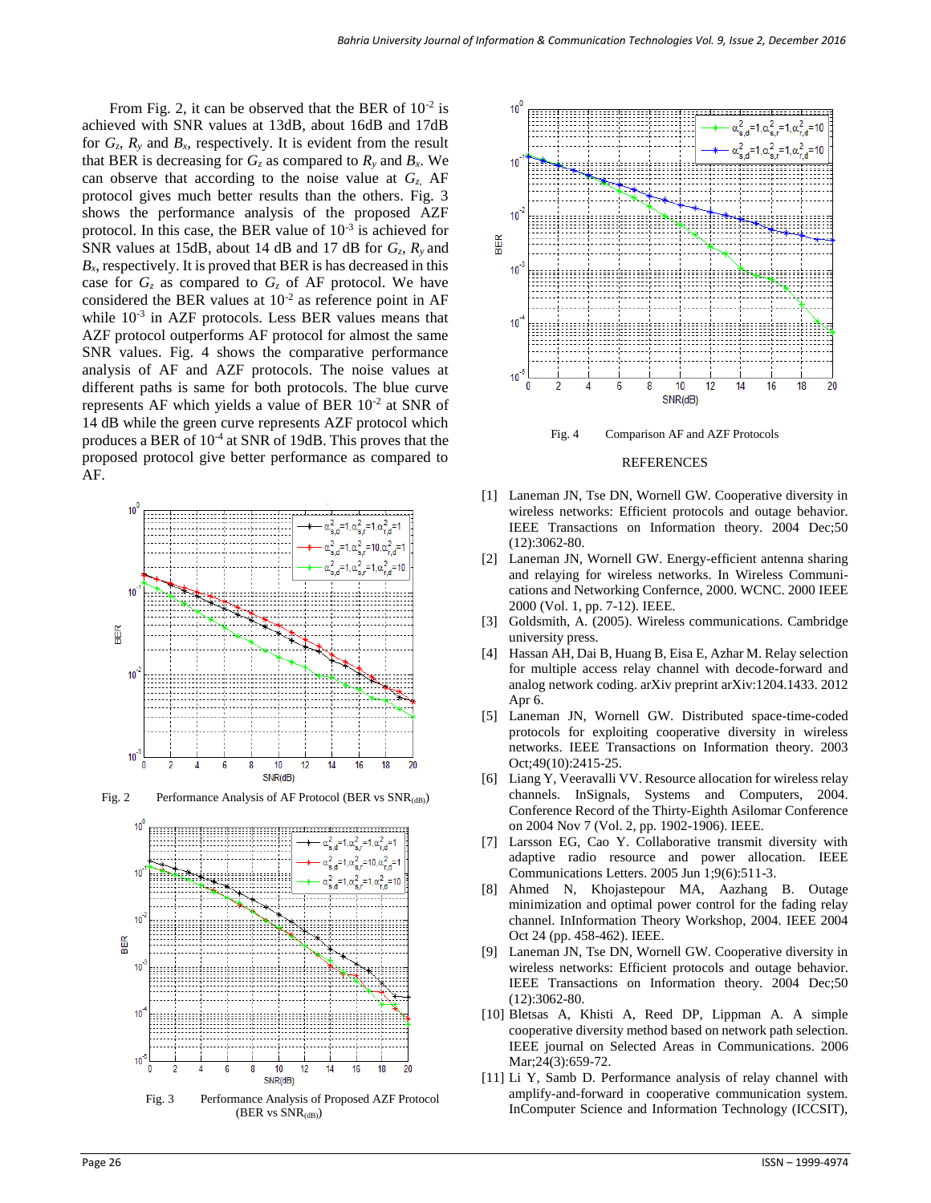From Fig. 2, it can be observed that the BER of $10^{-2}$ is achieved with SNR values at 13dB, about 16dB and 17dB for $G_z$, $R_y$ and $B_x$, respectively. It is evident from the result that BER is decreasing for $G_z$ as compared to $R_y$ and $B_x$. We can observe that according to the noise value at $G_z$, AF protocol gives much better results than the others. Fig. 3 shows the performance analysis of the proposed AZF protocol. In this case, the BER value of $10^{-3}$ is achieved for SNR values at 15dB, about 14 dB and 17 dB for $G_z$, $R_y$ and $B_x$, respectively. It is proved that BER is has decreased in this case for $G_z$ as compared to $G_z$ of AF protocol. We have considered the BER values at $10^{-2}$ as reference point in AF while $10^{-3}$ in AZF protocols. Less BER values means that AZF protocol outperforms AF protocol for almost the same SNR values. Fig. 4 shows the comparative performance analysis of AF and AZF protocols. The noise values at different paths is same for both protocols. The blue curve represents AF which yields a value of BER $10^{-2}$ at SNR of 14 dB while the green curve represents AZF protocol which produces a BER of $10^{-4}$ at SNR of 19dB. This proves that the proposed protocol give better performance as compared to AF.

Fig. 2 Performance Analysis of AF Protocol (BER vs $SNR_{(dB)}$)

Fig. 3 Performance Analysis of Proposed AZF Protocol (BER vs $SNR_{(dB)}$)

Fig. 4 Comparison AF and AZF Protocols

## REFERENCES

[1] Laneman JN, Tse DN, Wornell GW. Cooperative diversity in wireless networks: Efficient protocols and outage behavior. IEEE Transactions on Information theory. 2004 Dec;50 (12):3062-80.

[2] Laneman JN, Wornell GW. Energy-efficient antenna sharing and relaying for wireless networks. In Wireless Communications and Networking Confernce, 2000. WCNC. 2000 IEEE 2000 (Vol. 1, pp. 7-12). IEEE.

[3] Goldsmith, A. (2005). Wireless communications. Cambridge university press.

[4] Hassan AH, Dai B, Huang B, Eisa E, Azhar M. Relay selection for multiple access relay channel with decode-forward and analog network coding. arXiv preprint arXiv:1204.1433. 2012 Apr 6.

[5] Laneman JN, Wornell GW. Distributed space-time-coded protocols for exploiting cooperative diversity in wireless networks. IEEE Transactions on Information theory. 2003 Oct;49(10):2415-25.

[6] Liang Y, Veeravalli VV. Resource allocation for wireless relay channels. InSignals, Systems and Computers, 2004. Conference Record of the Thirty-Eighth Asilomar Conference on 2004 Nov 7 (Vol. 2, pp. 1902-1906). IEEE.

[7] Larsson EG, Cao Y. Collaborative transmit diversity with adaptive radio resource and power allocation. IEEE Communications Letters. 2005 Jun 1;9(6):511-3.

[8] Ahmed N, Khojastepour MA, Aazhang B. Outage minimization and optimal power control for the fading relay channel. InInformation Theory Workshop, 2004. IEEE 2004 Oct 24 (pp. 458-462). IEEE.

[9] Laneman JN, Tse DN, Wornell GW. Cooperative diversity in wireless networks: Efficient protocols and outage behavior. IEEE Transactions on Information theory. 2004 Dec;50 (12):3062-80.

[10] Bletsas A, Khisti A, Reed DP, Lippman A. A simple cooperative diversity method based on network path selection. IEEE journal on Selected Areas in Communications. 2006 Mar;24(3):659-72.

[11] Li Y, Samb D. Performance analysis of relay channel with amplify-and-forward in cooperative communication system. InComputer Science and Information Technology (ICCSIT),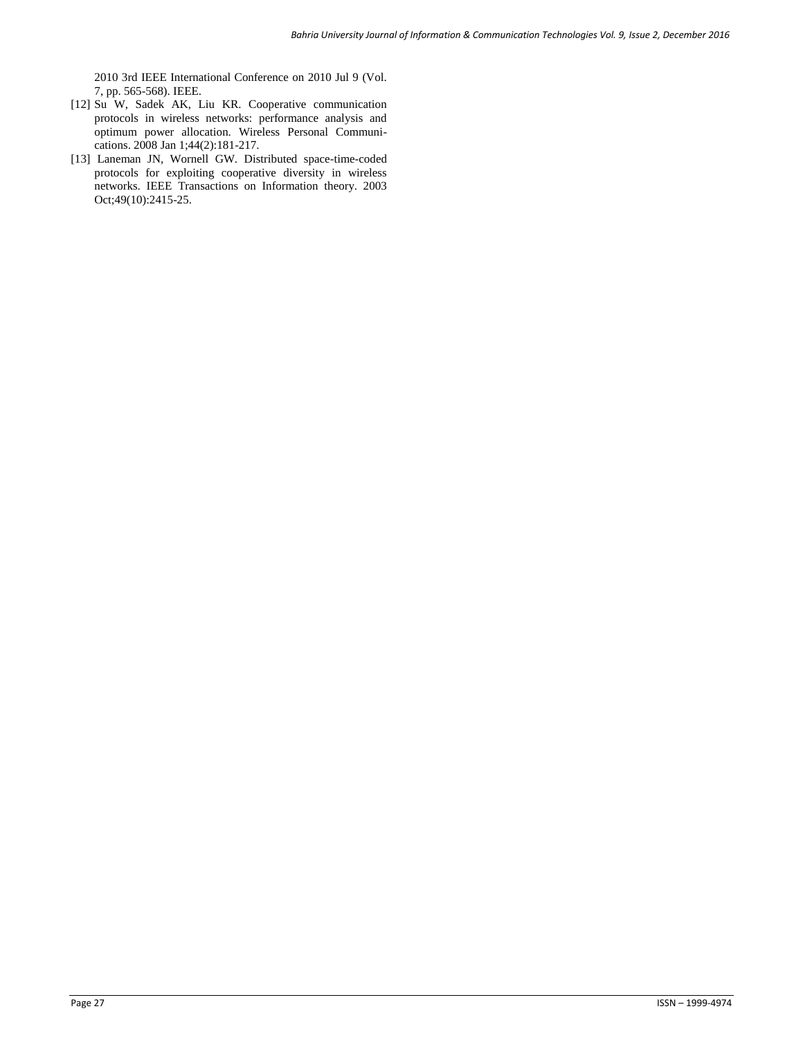2010 3rd IEEE International Conference on 2010 Jul 9 (Vol. 7, pp. 565-568). IEEE.

[12] Su W, Sadek AK, Liu KR. Cooperative communication protocols in wireless networks: performance analysis and optimum power allocation. Wireless Personal Communications. 2008 Jan 1;44(2):181-217.

[13] Laneman JN, Wornell GW. Distributed space-time-coded protocols for exploiting cooperative diversity in wireless networks. IEEE Transactions on Information theory. 2003 Oct;49(10):2415-25.